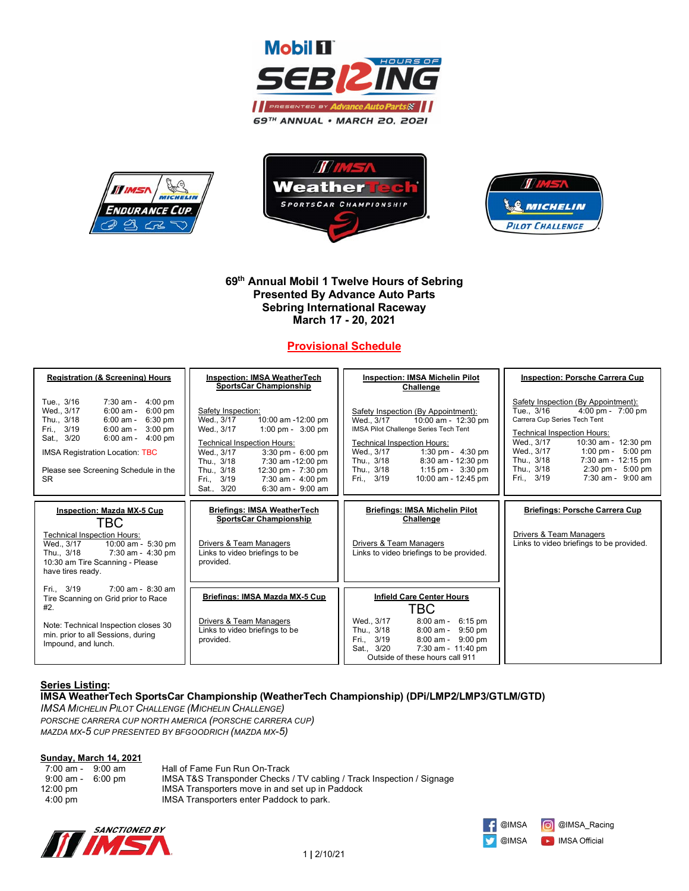# 69th Annual Mobil 1 Twelve Hours of Sebring
# Presented By Advance Auto Parts
# Sebring International Raceway
# March 17 - 20, 2021

## Provisional Schedule

**Registration (& Screening) Hours**

| | |
|---|---|
| Tue., 3/16 | 7:30 am - 4:00 pm |
| Wed., 3/17 | 6:00 am - 6:00 pm |
| Thu., 3/18 | 6:00 am - 6:30 pm |
| Fri., 3/19 | 6:00 am - 3:00 pm |
| Sat., 3/20 | 6:00 am - 4:00 pm |

IMSA Registration Location: TBC

Please see Screening Schedule in the SR

**Inspection: IMSA WeatherTech SportsCar Championship**

Safety Inspection:

| | |
|---|---|
| Wed., 3/17 | 10:00 am -12:00 pm |
| Wed., 3/17 | 1:00 pm - 3:00 pm |

Technical Inspection Hours:

| | |
|---|---|
| Wed., 3/17 | 3:30 pm - 6:00 pm |
| Thu., 3/18 | 7:30 am -12:00 pm |
| Thu., 3/18 | 12:30 pm - 7:30 pm |
| Fri., 3/19 | 7:30 am - 4:00 pm |
| Sat., 3/20 | 6:30 am - 9:00 am |

**Inspection: IMSA Michelin Pilot Challenge**

Safety Inspection (By Appointment):

| | |
|---|---|
| Wed., 3/17 | 10:00 am - 12:30 pm |

IMSA Pilot Challenge Series Tech Tent

Technical Inspection Hours:

| | |
|---|---|
| Wed., 3/17 | 1:30 pm - 4:30 pm |
| Thu., 3/18 | 8:30 am - 12:30 pm |
| Thu., 3/18 | 1:15 pm - 3:30 pm |
| Fri., 3/19 | 10:00 am - 12:45 pm |

**Inspection: Porsche Carrera Cup**

Safety Inspection (By Appointment):

| | |
|---|---|
| Tue., 3/16 | 4:00 pm - 7:00 pm |

Carrera Cup Series Tech Tent

Technical Inspection Hours:

| | |
|---|---|
| Wed., 3/17 | 10:30 am - 12:30 pm |
| Wed., 3/17 | 1:00 pm - 5:00 pm |
| Thu., 3/18 | 7:30 am - 12:15 pm |
| Thu., 3/18 | 2:30 pm - 5:00 pm |
| Fri., 3/19 | 7:30 am - 9:00 am |

**Inspection: Mazda MX-5 Cup**

TBC

Technical Inspection Hours:

| | |
|---|---|
| Wed., 3/17 | 10:00 am - 5:30 pm |
| Thu., 3/18 | 7:30 am - 4:30 pm |

10:30 am Tire Scanning - Please have tires ready.

| | |
|---|---|
| Fri., 3/19 | 7:00 am - 8:30 am |

Tire Scanning on Grid prior to Race #2.

Note: Technical Inspection closes 30 min. prior to all Sessions, during Impound, and lunch.

**Briefings: IMSA WeatherTech SportsCar Championship**

Drivers & Team Managers
Links to video briefings to be provided.

**Briefings: IMSA Michelin Pilot Challenge**

Drivers & Team Managers
Links to video briefings to be provided.

**Briefings: Porsche Carrera Cup**

Drivers & Team Managers
Links to video briefings to be provided.

**Briefings: IMSA Mazda MX-5 Cup**

Drivers & Team Managers
Links to video briefings to be provided.

**Infield Care Center Hours**

TBC

| | |
|---|---|
| Wed., 3/17 | 8:00 am - 6:15 pm |
| Thu., 3/18 | 8:00 am - 9:50 pm |
| Fri., 3/19 | 8:00 am - 9:00 pm |
| Sat., 3/20 | 7:30 am - 11:40 pm |

Outside of these hours call 911

**Series Listing:**

**IMSA WeatherTech SportsCar Championship (WeatherTech Championship) (DPi/LMP2/LMP3/GTLM/GTD)**

*IMSA Michelin Pilot Challenge (Michelin Challenge)*

*Porsche Carrera Cup North America (Porsche Carrera Cup)*

*Mazda MX-5 Cup presented by BFGoodrich (Mazda MX-5)*

**Sunday, March 14, 2021**

| | |
|---|---|
| 7:00 am - 9:00 am | Hall of Fame Fun Run On-Track |
| 9:00 am - 6:00 pm | IMSA T&S Transponder Checks / TV cabling / Track Inspection / Signage |
| 12:00 pm | IMSA Transporters move in and set up in Paddock |
| 4:00 pm | IMSA Transporters enter Paddock to park. |

@IMSA @IMSA_Racing @IMSA IMSA Official

2/10/21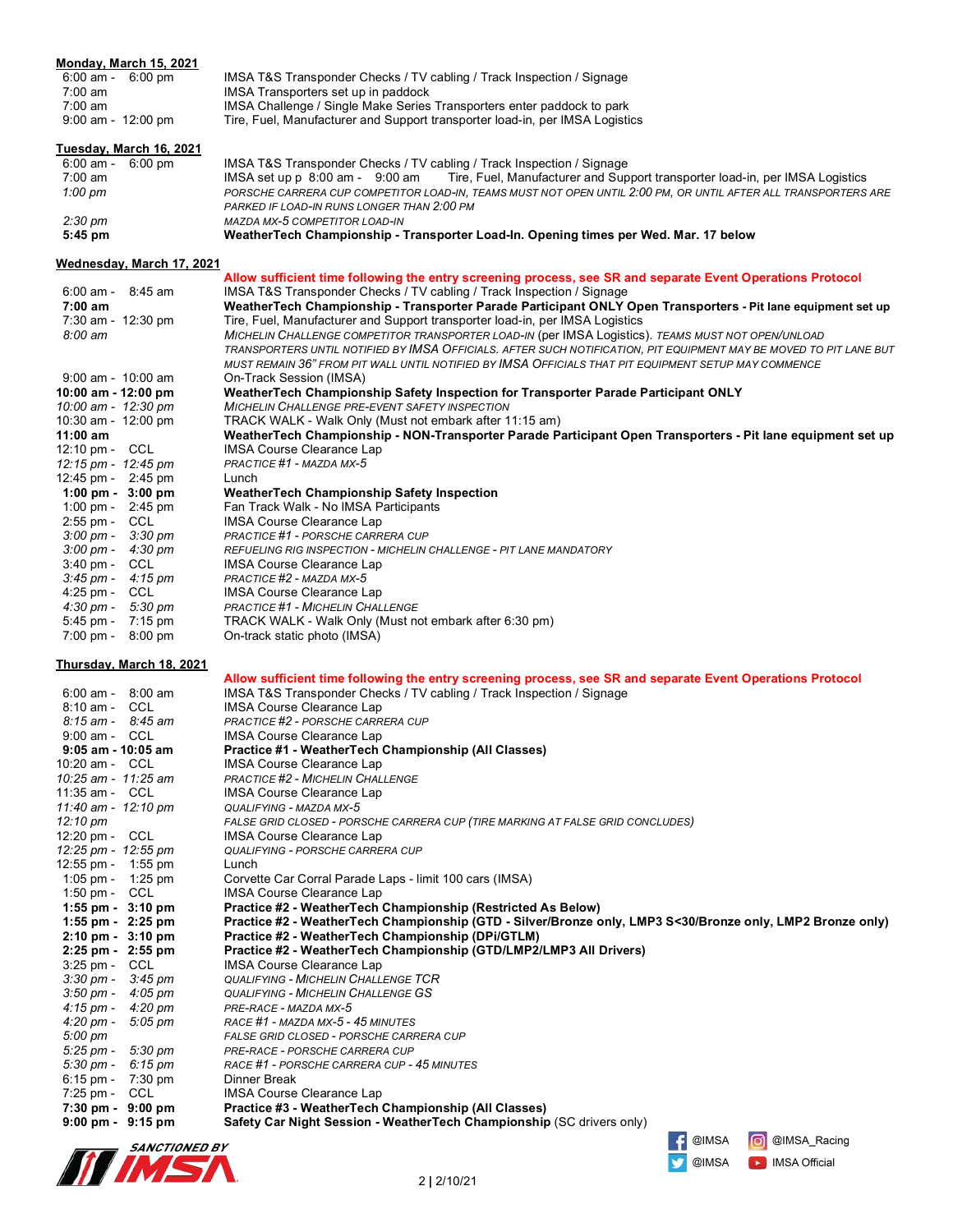**Monday, March 15, 2021**

| | |
|---|---|
| 6:00 am - 6:00 pm | IMSA T&S Transponder Checks / TV cabling / Track Inspection / Signage |
| 7:00 am | IMSA Transporters set up in paddock |
| 7:00 am | IMSA Challenge / Single Make Series Transporters enter paddock to park |
| 9:00 am - 12:00 pm | Tire, Fuel, Manufacturer and Support transporter load-in, per IMSA Logistics |

**Tuesday, March 16, 2021**

| | |
|---|---|
| 6:00 am - 6:00 pm | IMSA T&S Transponder Checks / TV cabling / Track Inspection / Signage |
| 7:00 am | IMSA set up p 8:00 am - 9:00 am Tire, Fuel, Manufacturer and Support transporter load-in, per IMSA Logistics |
| *1:00 pm* | *PORSCHE CARRERA CUP COMPETITOR LOAD-IN, TEAMS MUST NOT OPEN UNTIL 2:00 PM, OR UNTIL AFTER ALL TRANSPORTERS ARE PARKED IF LOAD-IN RUNS LONGER THAN 2:00 PM* |
| *2:30 pm* | *MAZDA MX-5 COMPETITOR LOAD-IN* |
| **5:45 pm** | **WeatherTech Championship - Transporter Load-In. Opening times per Wed. Mar. 17 below** |

**Wednesday, March 17, 2021**

**Allow sufficient time following the entry screening process, see SR and separate Event Operations Protocol**

| | |
|---|---|
| 6:00 am - 8:45 am | IMSA T&S Transponder Checks / TV cabling / Track Inspection / Signage |
| **7:00 am** | **WeatherTech Championship - Transporter Parade Participant ONLY Open Transporters - Pit lane equipment set up** |
| 7:30 am - 12:30 pm | Tire, Fuel, Manufacturer and Support transporter load-in, per IMSA Logistics |
| *8:00 am* | *MICHELIN CHALLENGE COMPETITOR TRANSPORTER LOAD-IN (per IMSA Logistics). TEAMS MUST NOT OPEN/UNLOAD TRANSPORTERS UNTIL NOTIFIED BY IMSA OFFICIALS. AFTER SUCH NOTIFICATION, PIT EQUIPMENT MAY BE MOVED TO PIT LANE BUT MUST REMAIN 36" FROM PIT WALL UNTIL NOTIFIED BY IMSA OFFICIALS THAT PIT EQUIPMENT SETUP MAY COMMENCE* |
| 9:00 am - 10:00 am | On-Track Session (IMSA) |
| **10:00 am - 12:00 pm** | **WeatherTech Championship Safety Inspection for Transporter Parade Participant ONLY** |
| *10:00 am - 12:30 pm* | *MICHELIN CHALLENGE PRE-EVENT SAFETY INSPECTION* |
| 10:30 am - 12:00 pm | TRACK WALK - Walk Only (Must not embark after 11:15 am) |
| **11:00 am** | **WeatherTech Championship - NON-Transporter Parade Participant Open Transporters - Pit lane equipment set up** |
| 12:10 pm - CCL | IMSA Course Clearance Lap |
| *12:15 pm - 12:45 pm* | *PRACTICE #1 - MAZDA MX-5* |
| 12:45 pm - 2:45 pm | Lunch |
| **1:00 pm - 3:00 pm** | **WeatherTech Championship Safety Inspection** |
| 1:00 pm - 2:45 pm | Fan Track Walk - No IMSA Participants |
| 2:55 pm - CCL | IMSA Course Clearance Lap |
| *3:00 pm - 3:30 pm* | *PRACTICE #1 - PORSCHE CARRERA CUP* |
| *3:00 pm - 4:30 pm* | *REFUELING RIG INSPECTION - MICHELIN CHALLENGE - PIT LANE MANDATORY* |
| 3:40 pm - CCL | IMSA Course Clearance Lap |
| *3:45 pm - 4:15 pm* | *PRACTICE #2 - MAZDA MX-5* |
| 4:25 pm - CCL | IMSA Course Clearance Lap |
| *4:30 pm - 5:30 pm* | *PRACTICE #1 - MICHELIN CHALLENGE* |
| 5:45 pm - 7:15 pm | TRACK WALK - Walk Only (Must not embark after 6:30 pm) |
| 7:00 pm - 8:00 pm | On-track static photo (IMSA) |

**Thursday, March 18, 2021**

**Allow sufficient time following the entry screening process, see SR and separate Event Operations Protocol**

| | |
|---|---|
| 6:00 am - 8:00 am | IMSA T&S Transponder Checks / TV cabling / Track Inspection / Signage |
| 8:10 am - CCL | IMSA Course Clearance Lap |
| *8:15 am - 8:45 am* | *PRACTICE #2 - PORSCHE CARRERA CUP* |
| 9:00 am - CCL | IMSA Course Clearance Lap |
| **9:05 am - 10:05 am** | **Practice #1 - WeatherTech Championship (All Classes)** |
| 10:20 am - CCL | IMSA Course Clearance Lap |
| *10:25 am - 11:25 am* | *PRACTICE #2 - MICHELIN CHALLENGE* |
| 11:35 am - CCL | IMSA Course Clearance Lap |
| *11:40 am - 12:10 pm* | *QUALIFYING - MAZDA MX-5* |
| *12:10 pm* | *FALSE GRID CLOSED - PORSCHE CARRERA CUP (TIRE MARKING AT FALSE GRID CONCLUDES)* |
| 12:20 pm - CCL | IMSA Course Clearance Lap |
| *12:25 pm - 12:55 pm* | *QUALIFYING - PORSCHE CARRERA CUP* |
| 12:55 pm - 1:55 pm | Lunch |
| 1:05 pm - 1:25 pm | Corvette Car Corral Parade Laps - limit 100 cars (IMSA) |
| 1:50 pm - CCL | IMSA Course Clearance Lap |
| **1:55 pm - 3:10 pm** | **Practice #2 - WeatherTech Championship (Restricted As Below)** |
| **1:55 pm - 2:25 pm** | **Practice #2 - WeatherTech Championship (GTD - Silver/Bronze only, LMP3 S<30/Bronze only, LMP2 Bronze only)** |
| **2:10 pm - 3:10 pm** | **Practice #2 - WeatherTech Championship (DPi/GTLM)** |
| **2:25 pm - 2:55 pm** | **Practice #2 - WeatherTech Championship (GTD/LMP2/LMP3 All Drivers)** |
| 3:25 pm - CCL | IMSA Course Clearance Lap |
| *3:30 pm - 3:45 pm* | *QUALIFYING - MICHELIN CHALLENGE TCR* |
| *3:50 pm - 4:05 pm* | *QUALIFYING - MICHELIN CHALLENGE GS* |
| *4:15 pm - 4:20 pm* | *PRE-RACE - MAZDA MX-5* |
| *4:20 pm - 5:05 pm* | *RACE #1 - MAZDA MX-5 - 45 MINUTES* |
| *5:00 pm* | *FALSE GRID CLOSED - PORSCHE CARRERA CUP* |
| *5:25 pm - 5:30 pm* | *PRE-RACE - PORSCHE CARRERA CUP* |
| *5:30 pm - 6:15 pm* | *RACE #1 - PORSCHE CARRERA CUP - 45 MINUTES* |
| 6:15 pm - 7:30 pm | Dinner Break |
| 7:25 pm - CCL | IMSA Course Clearance Lap |
| **7:30 pm - 9:00 pm** | **Practice #3 - WeatherTech Championship (All Classes)** |
| **9:00 pm - 9:15 pm** | **Safety Car Night Session - WeatherTech Championship** (SC drivers only) |

SANCTIONED BY IMSA

@IMSA @IMSA_Racing @IMSA IMSA Official

2/10/21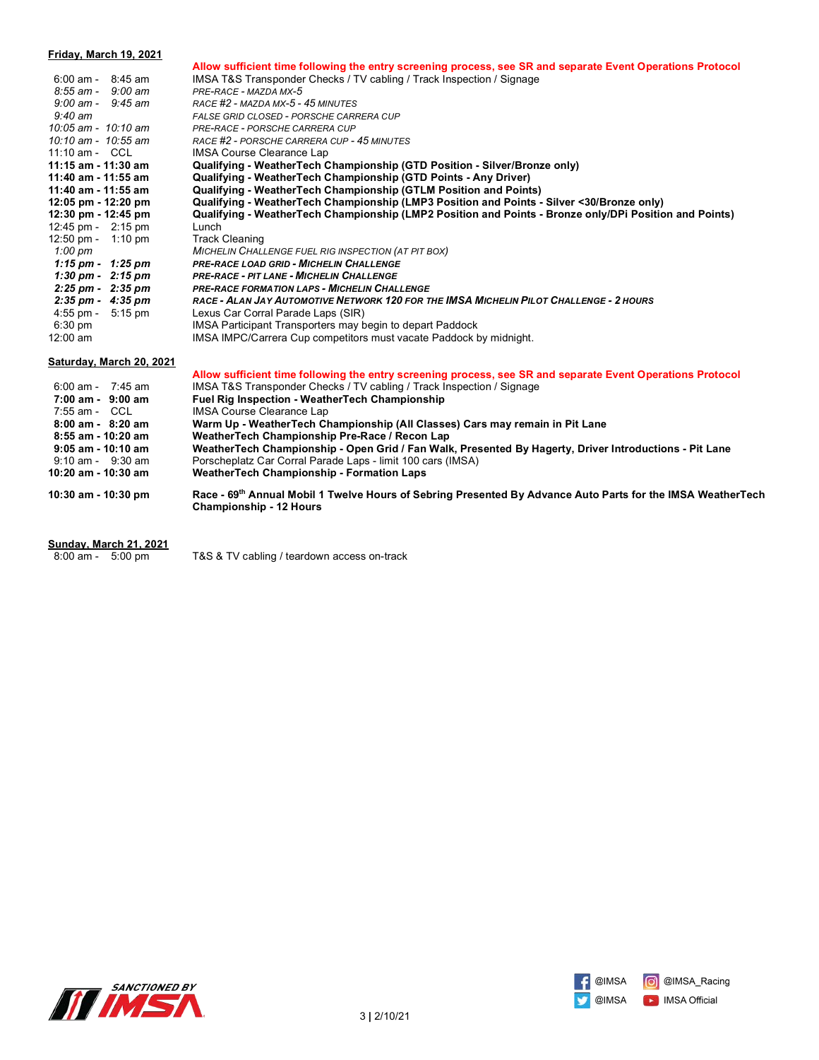**Friday, March 19, 2021**

| | |
|---|---|
| | **Allow sufficient time following the entry screening process, see SR and separate Event Operations Protocol** |
| 6:00 am - 8:45 am | IMSA T&S Transponder Checks / TV cabling / Track Inspection / Signage |
| *8:55 am - 9:00 am* | *PRE-RACE - MAZDA MX-5* |
| *9:00 am - 9:45 am* | *RACE #2 - MAZDA MX-5 - 45 MINUTES* |
| *9:40 am* | *FALSE GRID CLOSED - PORSCHE CARRERA CUP* |
| *10:05 am - 10:10 am* | *PRE-RACE - PORSCHE CARRERA CUP* |
| *10:10 am - 10:55 am* | *RACE #2 - PORSCHE CARRERA CUP - 45 MINUTES* |
| 11:10 am - CCL | IMSA Course Clearance Lap |
| **11:15 am - 11:30 am** | **Qualifying - WeatherTech Championship (GTD Position - Silver/Bronze only)** |
| **11:40 am - 11:55 am** | **Qualifying - WeatherTech Championship (GTD Points - Any Driver)** |
| **11:40 am - 11:55 am** | **Qualifying - WeatherTech Championship (GTLM Position and Points)** |
| **12:05 pm - 12:20 pm** | **Qualifying - WeatherTech Championship (LMP3 Position and Points - Silver <30/Bronze only)** |
| **12:30 pm - 12:45 pm** | **Qualifying - WeatherTech Championship (LMP2 Position and Points - Bronze only/DPi Position and Points)** |
| 12:45 pm - 2:15 pm | Lunch |
| 12:50 pm - 1:10 pm | Track Cleaning |
| *1:00 pm* | *MICHELIN CHALLENGE FUEL RIG INSPECTION (AT PIT BOX)* |
| ***1:15 pm - 1:25 pm*** | ***PRE-RACE LOAD GRID - MICHELIN CHALLENGE*** |
| ***1:30 pm - 2:15 pm*** | ***PRE-RACE - PIT LANE - MICHELIN CHALLENGE*** |
| ***2:25 pm - 2:35 pm*** | ***PRE-RACE FORMATION LAPS - MICHELIN CHALLENGE*** |
| ***2:35 pm - 4:35 pm*** | ***RACE - ALAN JAY AUTOMOTIVE NETWORK 120 FOR THE IMSA MICHELIN PILOT CHALLENGE - 2 HOURS*** |
| 4:55 pm - 5:15 pm | Lexus Car Corral Parade Laps (SIR) |
| 6:30 pm | IMSA Participant Transporters may begin to depart Paddock |
| 12:00 am | IMSA IMPC/Carrera Cup competitors must vacate Paddock by midnight. |

**Saturday, March 20, 2021**

| | |
|---|---|
| | **Allow sufficient time following the entry screening process, see SR and separate Event Operations Protocol** |
| 6:00 am - 7:45 am | IMSA T&S Transponder Checks / TV cabling / Track Inspection / Signage |
| **7:00 am - 9:00 am** | **Fuel Rig Inspection - WeatherTech Championship** |
| 7:55 am - CCL | IMSA Course Clearance Lap |
| **8:00 am - 8:20 am** | **Warm Up - WeatherTech Championship (All Classes) Cars may remain in Pit Lane** |
| **8:55 am - 10:20 am** | **WeatherTech Championship Pre-Race / Recon Lap** |
| **9:05 am - 10:10 am** | **WeatherTech Championship - Open Grid / Fan Walk, Presented By Hagerty, Driver Introductions - Pit Lane** |
| 9:10 am - 9:30 am | Porscheplatz Car Corral Parade Laps - limit 100 cars (IMSA) |
| **10:20 am - 10:30 am** | **WeatherTech Championship - Formation Laps** |
| **10:30 am - 10:30 pm** | **Race - 69th Annual Mobil 1 Twelve Hours of Sebring Presented By Advance Auto Parts for the IMSA WeatherTech Championship - 12 Hours** |

**Sunday, March 21, 2021**

| | |
|---|---|
| 8:00 am - 5:00 pm | T&S & TV cabling / teardown access on-track |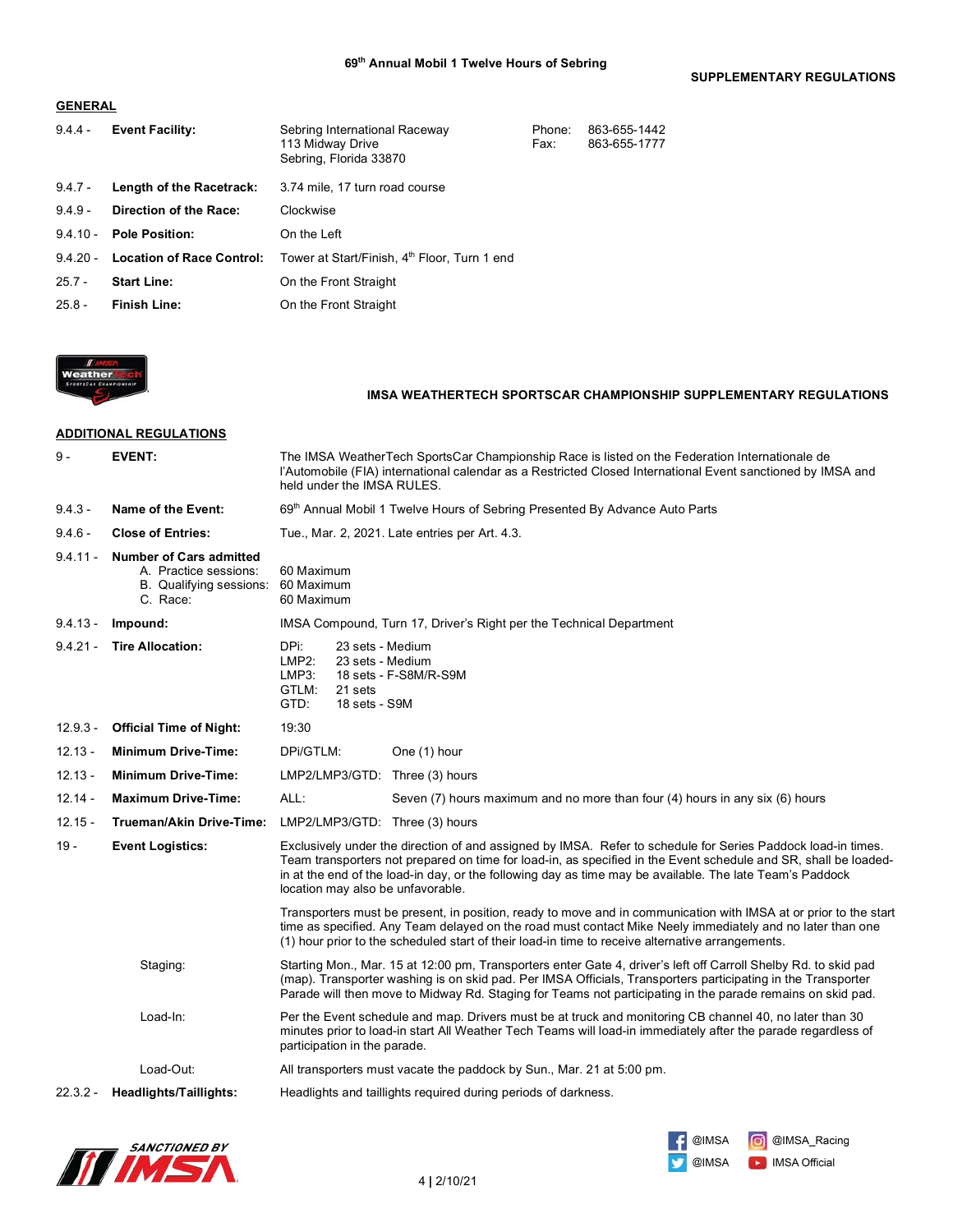69th Annual Mobil 1 Twelve Hours of Sebring

SUPPLEMENTARY REGULATIONS

## GENERAL

| | | | |
|---|---|---|---|
| 9.4.4 - | **Event Facility:** | Sebring International Raceway<br>113 Midway Drive<br>Sebring, Florida 33870 | Phone: 863-655-1442<br>Fax: 863-655-1777 |
| 9.4.7 - | **Length of the Racetrack:** | 3.74 mile, 17 turn road course | |
| 9.4.9 - | **Direction of the Race:** | Clockwise | |
| 9.4.10 - | **Pole Position:** | On the Left | |
| 9.4.20 - | **Location of Race Control:** | Tower at Start/Finish, 4th Floor, Turn 1 end | |
| 25.7 - | **Start Line:** | On the Front Straight | |
| 25.8 - | **Finish Line:** | On the Front Straight | |

## IMSA WEATHERTECH SPORTSCAR CHAMPIONSHIP SUPPLEMENTARY REGULATIONS

## ADDITIONAL REGULATIONS

| | | |
|---|---|---|
| 9 - | **EVENT:** | The IMSA WeatherTech SportsCar Championship Race is listed on the Federation Internationale de l'Automobile (FIA) international calendar as a Restricted Closed International Event sanctioned by IMSA and held under the IMSA RULES. |
| 9.4.3 - | **Name of the Event:** | 69th Annual Mobil 1 Twelve Hours of Sebring Presented By Advance Auto Parts |
| 9.4.6 - | **Close of Entries:** | Tue., Mar. 2, 2021. Late entries per Art. 4.3. |
| 9.4.11 - | **Number of Cars admitted**<br>A. Practice sessions:<br>B. Qualifying sessions:<br>C. Race: | <br>60 Maximum<br>60 Maximum<br>60 Maximum |
| 9.4.13 - | **Impound:** | IMSA Compound, Turn 17, Driver's Right per the Technical Department |
| 9.4.21 - | **Tire Allocation:** | DPi: 23 sets - Medium<br>LMP2: 23 sets - Medium<br>LMP3: 18 sets - F-S8M/R-S9M<br>GTLM: 21 sets<br>GTD: 18 sets - S9M |
| 12.9.3 - | **Official Time of Night:** | 19:30 |
| 12.13 - | **Minimum Drive-Time:** | DPi/GTLM: One (1) hour |
| 12.13 - | **Minimum Drive-Time:** | LMP2/LMP3/GTD: Three (3) hours |
| 12.14 - | **Maximum Drive-Time:** | ALL: Seven (7) hours maximum and no more than four (4) hours in any six (6) hours |
| 12.15 - | **Trueman/Akin Drive-Time:** | LMP2/LMP3/GTD: Three (3) hours |
| 19 - | **Event Logistics:** | Exclusively under the direction of and assigned by IMSA. Refer to schedule for Series Paddock load-in times. Team transporters not prepared on time for load-in, as specified in the Event schedule and SR, shall be loaded-in at the end of the load-in day, or the following day as time may be available. The late Team's Paddock location may also be unfavorable.<br><br>Transporters must be present, in position, ready to move and in communication with IMSA at or prior to the start time as specified. Any Team delayed on the road must contact Mike Neely immediately and no later than one (1) hour prior to the scheduled start of their load-in time to receive alternative arrangements. |
| | Staging: | Starting Mon., Mar. 15 at 12:00 pm, Transporters enter Gate 4, driver's left off Carroll Shelby Rd. to skid pad (map). Transporter washing is on skid pad. Per IMSA Officials, Transporters participating in the Transporter Parade will then move to Midway Rd. Staging for Teams not participating in the parade remains on skid pad. |
| | Load-In: | Per the Event schedule and map. Drivers must be at truck and monitoring CB channel 40, no later than 30 minutes prior to load-in start All Weather Tech Teams will load-in immediately after the parade regardless of participation in the parade. |
| | Load-Out: | All transporters must vacate the paddock by Sun., Mar. 21 at 5:00 pm. |
| 22.3.2 - | **Headlights/Taillights:** | Headlights and taillights required during periods of darkness. |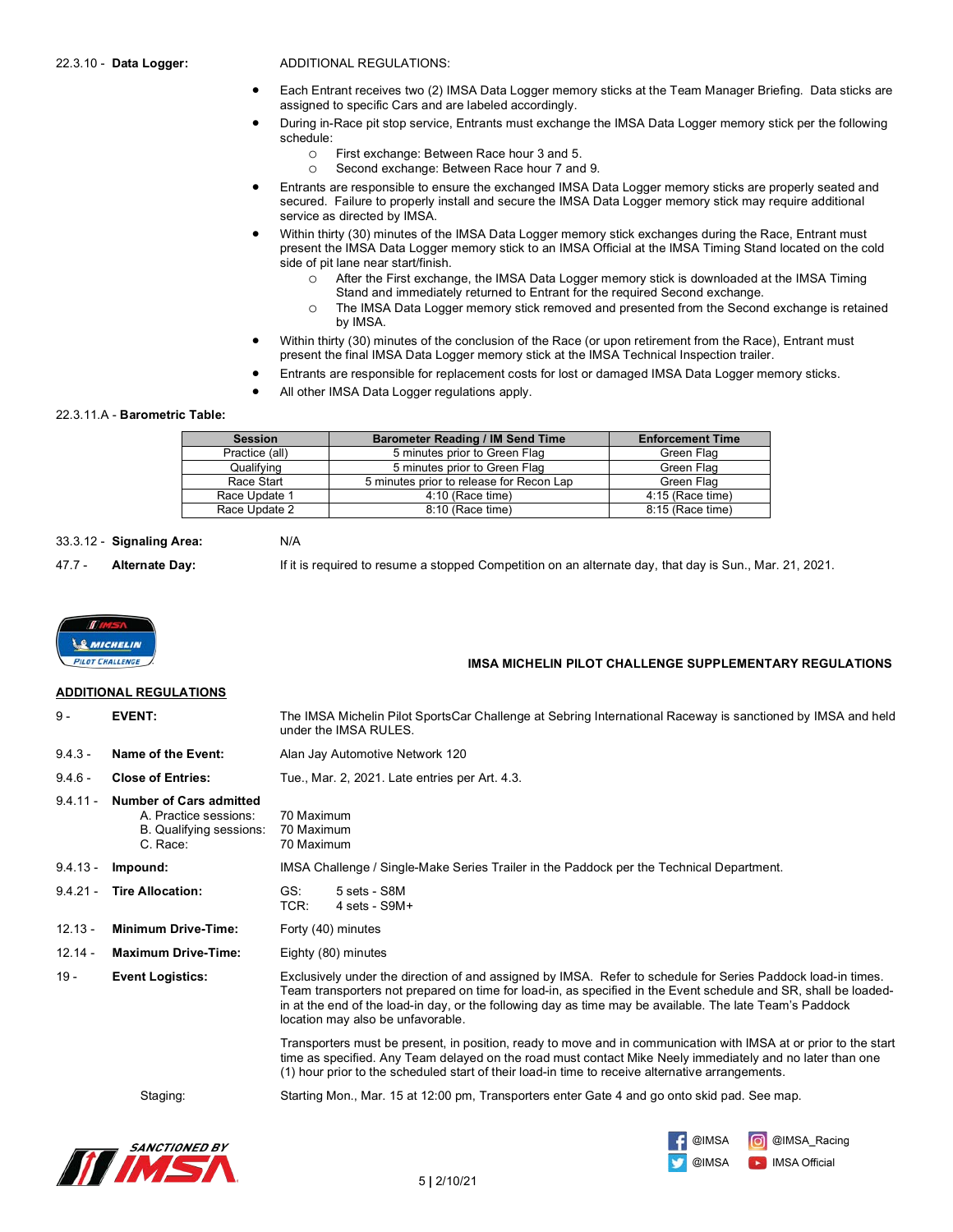**22.3.10 - Data Logger:** ADDITIONAL REGULATIONS:

- Each Entrant receives two (2) IMSA Data Logger memory sticks at the Team Manager Briefing. Data sticks are assigned to specific Cars and are labeled accordingly.
- During in-Race pit stop service, Entrants must exchange the IMSA Data Logger memory stick per the following schedule:
  - First exchange: Between Race hour 3 and 5.
  - Second exchange: Between Race hour 7 and 9.
- Entrants are responsible to ensure the exchanged IMSA Data Logger memory sticks are properly seated and secured. Failure to properly install and secure the IMSA Data Logger memory stick may require additional service as directed by IMSA.
- Within thirty (30) minutes of the IMSA Data Logger memory stick exchanges during the Race, Entrant must present the IMSA Data Logger memory stick to an IMSA Official at the IMSA Timing Stand located on the cold side of pit lane near start/finish.
  - After the First exchange, the IMSA Data Logger memory stick is downloaded at the IMSA Timing Stand and immediately returned to Entrant for the required Second exchange.
  - The IMSA Data Logger memory stick removed and presented from the Second exchange is retained by IMSA.
- Within thirty (30) minutes of the conclusion of the Race (or upon retirement from the Race), Entrant must present the final IMSA Data Logger memory stick at the IMSA Technical Inspection trailer.
- Entrants are responsible for replacement costs for lost or damaged IMSA Data Logger memory sticks.
- All other IMSA Data Logger regulations apply.

**22.3.11.A - Barometric Table:**

| Session | Barometer Reading / IM Send Time | Enforcement Time |
|---|---|---|
| Practice (all) | 5 minutes prior to Green Flag | Green Flag |
| Qualifying | 5 minutes prior to Green Flag | Green Flag |
| Race Start | 5 minutes prior to release for Recon Lap | Green Flag |
| Race Update 1 | 4:10 (Race time) | 4:15 (Race time) |
| Race Update 2 | 8:10 (Race time) | 8:15 (Race time) |

**33.3.12 - Signaling Area:** N/A

**47.7 - Alternate Day:** If it is required to resume a stopped Competition on an alternate day, that day is Sun., Mar. 21, 2021.

## IMSA MICHELIN PILOT CHALLENGE SUPPLEMENTARY REGULATIONS

### ADDITIONAL REGULATIONS

**9 - EVENT:** The IMSA Michelin Pilot SportsCar Challenge at Sebring International Raceway is sanctioned by IMSA and held under the IMSA RULES.

**9.4.3 - Name of the Event:** Alan Jay Automotive Network 120

**9.4.6 - Close of Entries:** Tue., Mar. 2, 2021. Late entries per Art. 4.3.

**9.4.11 - Number of Cars admitted**
- A. Practice sessions: 70 Maximum
- B. Qualifying sessions: 70 Maximum
- C. Race: 70 Maximum

**9.4.13 - Impound:** IMSA Challenge / Single-Make Series Trailer in the Paddock per the Technical Department.

**9.4.21 - Tire Allocation:**
- GS: 5 sets - S8M
- TCR: 4 sets - S9M+

**12.13 - Minimum Drive-Time:** Forty (40) minutes

**12.14 - Maximum Drive-Time:** Eighty (80) minutes

**19 - Event Logistics:** Exclusively under the direction of and assigned by IMSA. Refer to schedule for Series Paddock load-in times. Team transporters not prepared on time for load-in, as specified in the Event schedule and SR, shall be loaded-in at the end of the load-in day, or the following day as time may be available. The late Team's Paddock location may also be unfavorable.

Transporters must be present, in position, ready to move and in communication with IMSA at or prior to the start time as specified. Any Team delayed on the road must contact Mike Neely immediately and no later than one (1) hour prior to the scheduled start of their load-in time to receive alternative arrangements.

Staging: Starting Mon., Mar. 15 at 12:00 pm, Transporters enter Gate 4 and go onto skid pad. See map.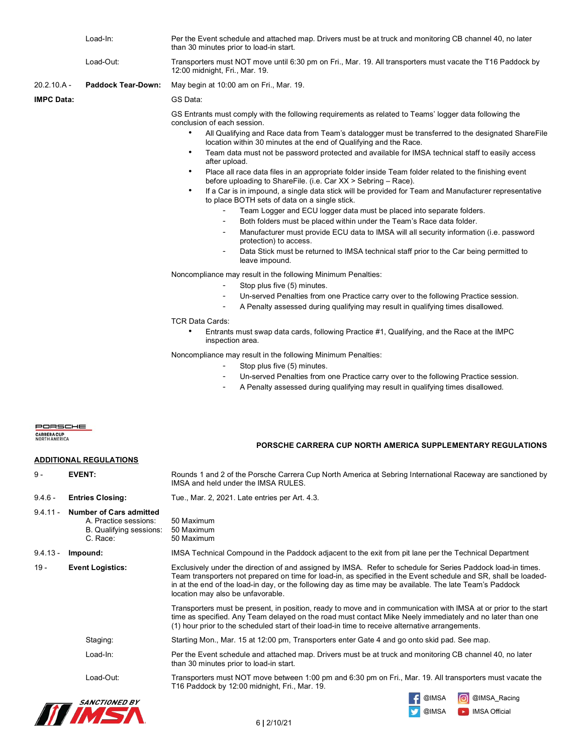| | | |
|---|---|---|
| | Load-In: | Per the Event schedule and attached map. Drivers must be at truck and monitoring CB channel 40, no later than 30 minutes prior to load-in start. |
| | Load-Out: | Transporters must NOT move until 6:30 pm on Fri., Mar. 19. All transporters must vacate the T16 Paddock by 12:00 midnight, Fri., Mar. 19. |
| 20.2.10.A - | **Paddock Tear-Down:** | May begin at 10:00 am on Fri., Mar. 19. |

**IMPC Data:**

GS Data:

GS Entrants must comply with the following requirements as related to Teams' logger data following the conclusion of each session.

- All Qualifying and Race data from Team's datalogger must be transferred to the designated ShareFile location within 30 minutes at the end of Qualifying and the Race.
- Team data must not be password protected and available for IMSA technical staff to easily access after upload.
- Place all race data files in an appropriate folder inside Team folder related to the finishing event before uploading to ShareFile. (i.e. Car XX > Sebring – Race).
- If a Car is in impound, a single data stick will be provided for Team and Manufacturer representative to place BOTH sets of data on a single stick.
  - Team Logger and ECU logger data must be placed into separate folders.
  - Both folders must be placed within under the Team's Race data folder.
  - Manufacturer must provide ECU data to IMSA will all security information (i.e. password protection) to access.
  - Data Stick must be returned to IMSA technical staff prior to the Car being permitted to leave impound.

Noncompliance may result in the following Minimum Penalties:

- Stop plus five (5) minutes.
- Un-served Penalties from one Practice carry over to the following Practice session.
- A Penalty assessed during qualifying may result in qualifying times disallowed.

TCR Data Cards:

- Entrants must swap data cards, following Practice #1, Qualifying, and the Race at the IMPC inspection area.

Noncompliance may result in the following Minimum Penalties:

- Stop plus five (5) minutes.
- Un-served Penalties from one Practice carry over to the following Practice session.
- A Penalty assessed during qualifying may result in qualifying times disallowed.

## PORSCHE CARRERA CUP NORTH AMERICA SUPPLEMENTARY REGULATIONS

**ADDITIONAL REGULATIONS**

| | | |
|---|---|---|
| 9 - | **EVENT:** | Rounds 1 and 2 of the Porsche Carrera Cup North America at Sebring International Raceway are sanctioned by IMSA and held under the IMSA RULES. |
| 9.4.6 - | **Entries Closing:** | Tue., Mar. 2, 2021. Late entries per Art. 4.3. |
| 9.4.11 - | **Number of Cars admitted** | |
| | A. Practice sessions: | 50 Maximum |
| | B. Qualifying sessions: | 50 Maximum |
| | C. Race: | 50 Maximum |
| 9.4.13 - | **Impound:** | IMSA Technical Compound in the Paddock adjacent to the exit from pit lane per the Technical Department |
| 19 - | **Event Logistics:** | Exclusively under the direction of and assigned by IMSA. Refer to schedule for Series Paddock load-in times. Team transporters not prepared on time for load-in, as specified in the Event schedule and SR, shall be loaded-in at the end of the load-in day, or the following day as time may be available. The late Team's Paddock location may also be unfavorable. |
| | | Transporters must be present, in position, ready to move and in communication with IMSA at or prior to the start time as specified. Any Team delayed on the road must contact Mike Neely immediately and no later than one (1) hour prior to the scheduled start of their load-in time to receive alternative arrangements. |
| | Staging: | Starting Mon., Mar. 15 at 12:00 pm, Transporters enter Gate 4 and go onto skid pad. See map. |
| | Load-In: | Per the Event schedule and attached map. Drivers must be at truck and monitoring CB channel 40, no later than 30 minutes prior to load-in start. |
| | Load-Out: | Transporters must NOT move between 1:00 pm and 6:30 pm on Fri., Mar. 19. All transporters must vacate the T16 Paddock by 12:00 midnight, Fri., Mar. 19. |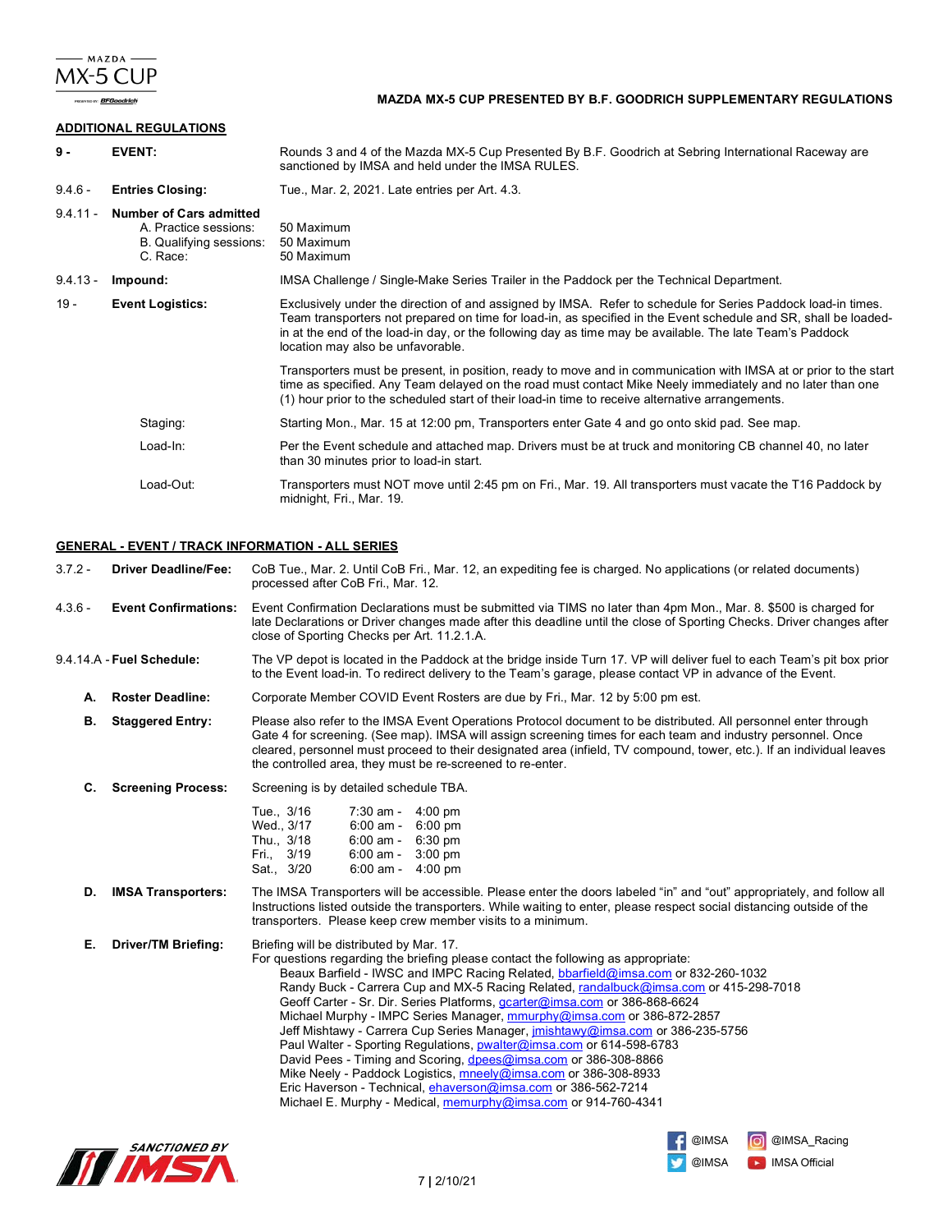**MAZDA MX-5 CUP PRESENTED BY B.F. GOODRICH SUPPLEMENTARY REGULATIONS**

## ADDITIONAL REGULATIONS

| | | |
|---|---|---|
| **9 -** | **EVENT:** | Rounds 3 and 4 of the Mazda MX-5 Cup Presented By B.F. Goodrich at Sebring International Raceway are sanctioned by IMSA and held under the IMSA RULES. |
| 9.4.6 - | **Entries Closing:** | Tue., Mar. 2, 2021. Late entries per Art. 4.3. |
| 9.4.11 - | **Number of Cars admitted** | |
| | A. Practice sessions: | 50 Maximum |
| | B. Qualifying sessions: | 50 Maximum |
| | C. Race: | 50 Maximum |
| 9.4.13 - | **Impound:** | IMSA Challenge / Single-Make Series Trailer in the Paddock per the Technical Department. |
| 19 - | **Event Logistics:** | Exclusively under the direction of and assigned by IMSA. Refer to schedule for Series Paddock load-in times. Team transporters not prepared on time for load-in, as specified in the Event schedule and SR, shall be loaded-in at the end of the load-in day, or the following day as time may be available. The late Team's Paddock location may also be unfavorable.<br><br>Transporters must be present, in position, ready to move and in communication with IMSA at or prior to the start time as specified. Any Team delayed on the road must contact Mike Neely immediately and no later than one (1) hour prior to the scheduled start of their load-in time to receive alternative arrangements. |
| | Staging: | Starting Mon., Mar. 15 at 12:00 pm, Transporters enter Gate 4 and go onto skid pad. See map. |
| | Load-In: | Per the Event schedule and attached map. Drivers must be at truck and monitoring CB channel 40, no later than 30 minutes prior to load-in start. |
| | Load-Out: | Transporters must NOT move until 2:45 pm on Fri., Mar. 19. All transporters must vacate the T16 Paddock by midnight, Fri., Mar. 19. |

## GENERAL - EVENT / TRACK INFORMATION - ALL SERIES

| | | |
|---|---|---|
| 3.7.2 - | **Driver Deadline/Fee:** | CoB Tue., Mar. 2. Until CoB Fri., Mar. 12, an expediting fee is charged. No applications (or related documents) processed after CoB Fri., Mar. 12. |
| 4.3.6 - | **Event Confirmations:** | Event Confirmation Declarations must be submitted via TIMS no later than 4pm Mon., Mar. 8. $500 is charged for late Declarations or Driver changes made after this deadline until the close of Sporting Checks. Driver changes after close of Sporting Checks per Art. 11.2.1.A. |
| 9.4.14.A - | **Fuel Schedule:** | The VP depot is located in the Paddock at the bridge inside Turn 17. VP will deliver fuel to each Team's pit box prior to the Event load-in. To redirect delivery to the Team's garage, please contact VP in advance of the Event. |
| **A.** | **Roster Deadline:** | Corporate Member COVID Event Rosters are due by Fri., Mar. 12 by 5:00 pm est. |
| **B.** | **Staggered Entry:** | Please also refer to the IMSA Event Operations Protocol document to be distributed. All personnel enter through Gate 4 for screening. (See map). IMSA will assign screening times for each team and industry personnel. Once cleared, personnel must proceed to their designated area (infield, TV compound, tower, etc.). If an individual leaves the controlled area, they must be re-screened to re-enter. |
| **C.** | **Screening Process:** | Screening is by detailed schedule TBA.<br><br>Tue., 3/16 7:30 am - 4:00 pm<br>Wed., 3/17 6:00 am - 6:00 pm<br>Thu., 3/18 6:00 am - 6:30 pm<br>Fri., 3/19 6:00 am - 3:00 pm<br>Sat., 3/20 6:00 am - 4:00 pm |
| **D.** | **IMSA Transporters:** | The IMSA Transporters will be accessible. Please enter the doors labeled "in" and "out" appropriately, and follow all Instructions listed outside the transporters. While waiting to enter, please respect social distancing outside of the transporters. Please keep crew member visits to a minimum. |
| **E.** | **Driver/TM Briefing:** | Briefing will be distributed by Mar. 17.<br>For questions regarding the briefing please contact the following as appropriate:<br>Beaux Barfield - IWSC and IMPC Racing Related, bbarfield@imsa.com or 832-260-1032<br>Randy Buck - Carrera Cup and MX-5 Racing Related, randalbuck@imsa.com or 415-298-7018<br>Geoff Carter - Sr. Dir. Series Platforms, gcarter@imsa.com or 386-868-6624<br>Michael Murphy - IMPC Series Manager, mmurphy@imsa.com or 386-872-2857<br>Jeff Mishtawy - Carrera Cup Series Manager, jmishtawy@imsa.com or 386-235-5756<br>Paul Walter - Sporting Regulations, pwalter@imsa.com or 614-598-6783<br>David Pees - Timing and Scoring, dpees@imsa.com or 386-308-8866<br>Mike Neely - Paddock Logistics, mneely@imsa.com or 386-308-8933<br>Eric Haverson - Technical, ehaverson@imsa.com or 386-562-7214<br>Michael E. Murphy - Medical, memurphy@imsa.com or 914-760-4341 |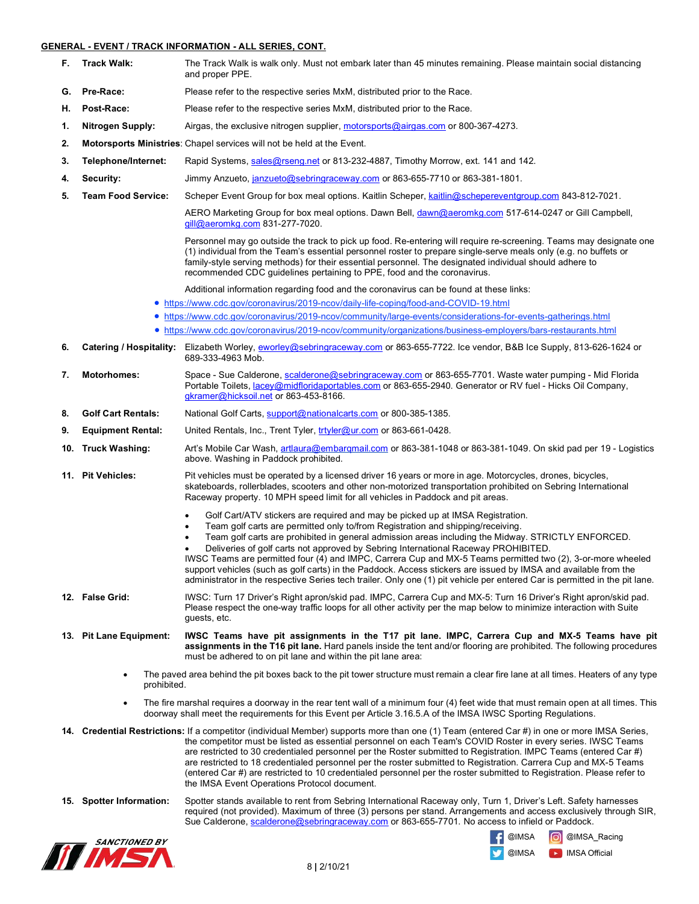## GENERAL - EVENT / TRACK INFORMATION - ALL SERIES, CONT.

**F. Track Walk:** The Track Walk is walk only. Must not embark later than 45 minutes remaining. Please maintain social distancing and proper PPE.

**G. Pre-Race:** Please refer to the respective series MxM, distributed prior to the Race.

**H. Post-Race:** Please refer to the respective series MxM, distributed prior to the Race.

**1. Nitrogen Supply:** Airgas, the exclusive nitrogen supplier, motorsports@airgas.com or 800-367-4273.

**2. Motorsports Ministries**: Chapel services will not be held at the Event.

**3. Telephone/Internet:** Rapid Systems, sales@rseng.net or 813-232-4887, Timothy Morrow, ext. 141 and 142.

**4. Security:** Jimmy Anzueto, janzueto@sebringraceway.com or 863-655-7710 or 863-381-1801.

**5. Team Food Service:** Scheper Event Group for box meal options. Kaitlin Scheper, kaitlin@schepereventgroup.com 843-812-7021.

AERO Marketing Group for box meal options. Dawn Bell, dawn@aeromkg.com 517-614-0247 or Gill Campbell, gill@aeromkg.com 831-277-7020.

Personnel may go outside the track to pick up food. Re-entering will require re-screening. Teams may designate one (1) individual from the Team's essential personnel roster to prepare single-serve meals only (e.g. no buffets or family-style serving methods) for their essential personnel. The designated individual should adhere to recommended CDC guidelines pertaining to PPE, food and the coronavirus.

Additional information regarding food and the coronavirus can be found at these links:

- https://www.cdc.gov/coronavirus/2019-ncov/daily-life-coping/food-and-COVID-19.html
- https://www.cdc.gov/coronavirus/2019-ncov/community/large-events/considerations-for-events-gatherings.html
- https://www.cdc.gov/coronavirus/2019-ncov/community/organizations/business-employers/bars-restaurants.html

**6. Catering / Hospitality:** Elizabeth Worley, eworley@sebringraceway.com or 863-655-7722. Ice vendor, B&B Ice Supply, 813-626-1624 or 689-333-4963 Mob.

**7. Motorhomes:** Space - Sue Calderone, scalderone@sebringraceway.com or 863-655-7701. Waste water pumping - Mid Florida Portable Toilets, lacey@midfloridaportables.com or 863-655-2940. Generator or RV fuel - Hicks Oil Company, gkramer@hicksoil.net or 863-453-8166.

**8. Golf Cart Rentals:** National Golf Carts, support@nationalcarts.com or 800-385-1385.

**9. Equipment Rental:** United Rentals, Inc., Trent Tyler, trtyler@ur.com or 863-661-0428.

**10. Truck Washing:** Art's Mobile Car Wash, artlaura@embarqmail.com or 863-381-1048 or 863-381-1049. On skid pad per 19 - Logistics above. Washing in Paddock prohibited.

**11. Pit Vehicles:** Pit vehicles must be operated by a licensed driver 16 years or more in age. Motorcycles, drones, bicycles, skateboards, rollerblades, scooters and other non-motorized transportation prohibited on Sebring International Raceway property. 10 MPH speed limit for all vehicles in Paddock and pit areas.

- Golf Cart/ATV stickers are required and may be picked up at IMSA Registration.
- Team golf carts are permitted only to/from Registration and shipping/receiving.
- Team golf carts are prohibited in general admission areas including the Midway. STRICTLY ENFORCED.
- Deliveries of golf carts not approved by Sebring International Raceway PROHIBITED.

IWSC Teams are permitted four (4) and IMPC, Carrera Cup and MX-5 Teams permitted two (2), 3-or-more wheeled support vehicles (such as golf carts) in the Paddock. Access stickers are issued by IMSA and available from the administrator in the respective Series tech trailer. Only one (1) pit vehicle per entered Car is permitted in the pit lane.

**12. False Grid:** IWSC: Turn 17 Driver's Right apron/skid pad. IMPC, Carrera Cup and MX-5: Turn 16 Driver's Right apron/skid pad. Please respect the one-way traffic loops for all other activity per the map below to minimize interaction with Suite guests, etc.

**13. Pit Lane Equipment:** **IWSC Teams have pit assignments in the T17 pit lane. IMPC, Carrera Cup and MX-5 Teams have pit assignments in the T16 pit lane.** Hard panels inside the tent and/or flooring are prohibited. The following procedures must be adhered to on pit lane and within the pit lane area:

- The paved area behind the pit boxes back to the pit tower structure must remain a clear fire lane at all times. Heaters of any type prohibited.
- The fire marshal requires a doorway in the rear tent wall of a minimum four (4) feet wide that must remain open at all times. This doorway shall meet the requirements for this Event per Article 3.16.5.A of the IMSA IWSC Sporting Regulations.

**14. Credential Restrictions:** If a competitor (individual Member) supports more than one (1) Team (entered Car #) in one or more IMSA Series, the competitor must be listed as essential personnel on each Team's COVID Roster in every series. IWSC Teams are restricted to 30 credentialed personnel per the Roster submitted to Registration. IMPC Teams (entered Car #) are restricted to 18 credentialed personnel per the roster submitted to Registration. Carrera Cup and MX-5 Teams (entered Car #) are restricted to 10 credentialed personnel per the roster submitted to Registration. Please refer to the IMSA Event Operations Protocol document.

**15. Spotter Information:** Spotter stands available to rent from Sebring International Raceway only, Turn 1, Driver's Left. Safety harnesses required (not provided). Maximum of three (3) persons per stand. Arrangements and access exclusively through SIR, Sue Calderone, scalderone@sebringraceway.com or 863-655-7701. No access to infield or Paddock.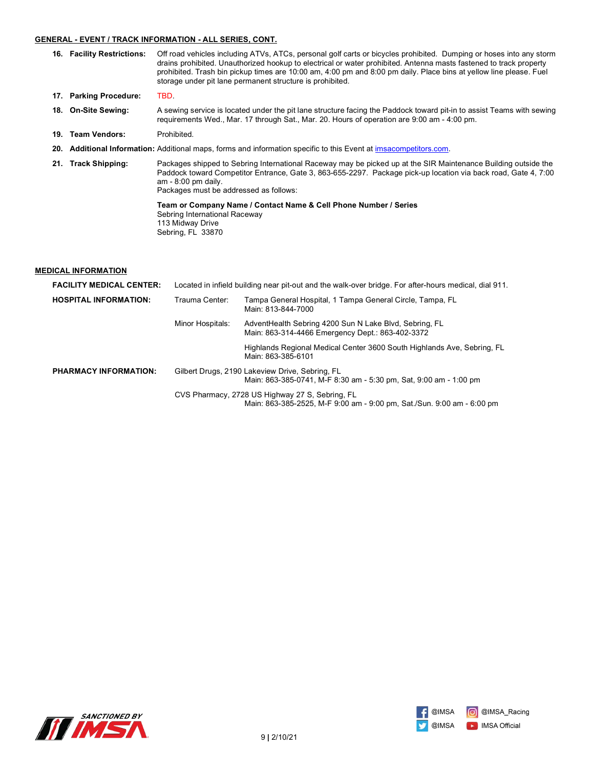## GENERAL - EVENT / TRACK INFORMATION - ALL SERIES, CONT.

16. **Facility Restrictions:** Off road vehicles including ATVs, ATCs, personal golf carts or bicycles prohibited. Dumping or hoses into any storm drains prohibited. Unauthorized hookup to electrical or water prohibited. Antenna masts fastened to track property prohibited. Trash bin pickup times are 10:00 am, 4:00 pm and 8:00 pm daily. Place bins at yellow line please. Fuel storage under pit lane permanent structure is prohibited.

17. **Parking Procedure:** TBD.

18. **On-Site Sewing:** A sewing service is located under the pit lane structure facing the Paddock toward pit-in to assist Teams with sewing requirements Wed., Mar. 17 through Sat., Mar. 20. Hours of operation are 9:00 am - 4:00 pm.

19. **Team Vendors:** Prohibited.

20. **Additional Information:** Additional maps, forms and information specific to this Event at imsacompetitors.com.

21. **Track Shipping:** Packages shipped to Sebring International Raceway may be picked up at the SIR Maintenance Building outside the Paddock toward Competitor Entrance, Gate 3, 863-655-2297. Package pick-up location via back road, Gate 4, 7:00 am - 8:00 pm daily.
Packages must be addressed as follows:

    **Team or Company Name / Contact Name & Cell Phone Number / Series**
    Sebring International Raceway
    113 Midway Drive
    Sebring, FL 33870

## MEDICAL INFORMATION

**FACILITY MEDICAL CENTER:** Located in infield building near pit-out and the walk-over bridge. For after-hours medical, dial 911.

**HOSPITAL INFORMATION:**

- Trauma Center: Tampa General Hospital, 1 Tampa General Circle, Tampa, FL
  Main: 813-844-7000
- Minor Hospitals: AdventHealth Sebring 4200 Sun N Lake Blvd, Sebring, FL
  Main: 863-314-4466 Emergency Dept.: 863-402-3372

  Highlands Regional Medical Center 3600 South Highlands Ave, Sebring, FL
  Main: 863-385-6101

**PHARMACY INFORMATION:**

Gilbert Drugs, 2190 Lakeview Drive, Sebring, FL
Main: 863-385-0741, M-F 8:30 am - 5:30 pm, Sat, 9:00 am - 1:00 pm

CVS Pharmacy, 2728 US Highway 27 S, Sebring, FL
Main: 863-385-2525, M-F 9:00 am - 9:00 pm, Sat./Sun. 9:00 am - 6:00 pm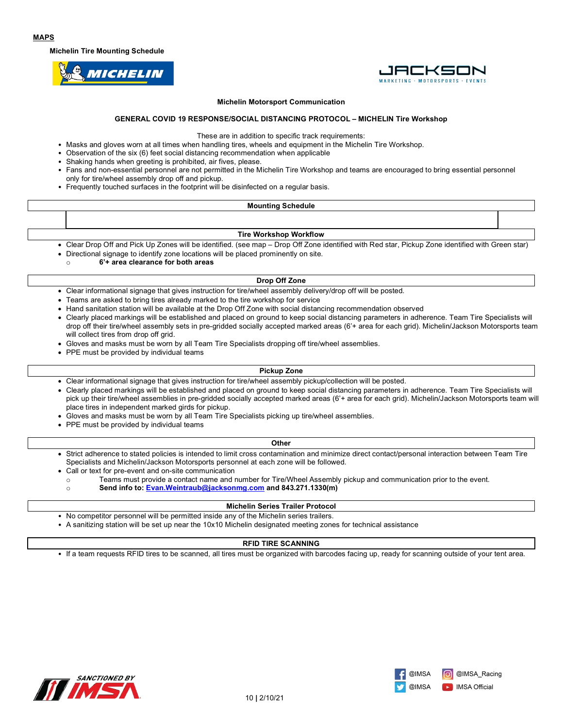## MAPS

**Michelin Tire Mounting Schedule**

**Michelin Motorsport Communication**

**GENERAL COVID 19 RESPONSE/SOCIAL DISTANCING PROTOCOL – MICHELIN Tire Workshop**

These are in addition to specific track requirements:

- Masks and gloves worn at all times when handling tires, wheels and equipment in the Michelin Tire Workshop.
- Observation of the six (6) feet social distancing recommendation when applicable
- Shaking hands when greeting is prohibited, air fives, please.
- Fans and non-essential personnel are not permitted in the Michelin Tire Workshop and teams are encouraged to bring essential personnel only for tire/wheel assembly drop off and pickup.
- Frequently touched surfaces in the footprint will be disinfected on a regular basis.

| Mounting Schedule | | |
|---|---|---|
| | | |

**Tire Workshop Workflow**

- Clear Drop Off and Pick Up Zones will be identified. (see map – Drop Off Zone identified with Red star, Pickup Zone identified with Green star)
- Directional signage to identify zone locations will be placed prominently on site.
  - **6'+ area clearance for both areas**

**Drop Off Zone**

- Clear informational signage that gives instruction for tire/wheel assembly delivery/drop off will be posted.
- Teams are asked to bring tires already marked to the tire workshop for service
- Hand sanitation station will be available at the Drop Off Zone with social distancing recommendation observed
- Clearly placed markings will be established and placed on ground to keep social distancing parameters in adherence. Team Tire Specialists will drop off their tire/wheel assembly sets in pre-gridded socially accepted marked areas (6'+ area for each grid). Michelin/Jackson Motorsports team will collect tires from drop off grid.
- Gloves and masks must be worn by all Team Tire Specialists dropping off tire/wheel assemblies.
- PPE must be provided by individual teams

**Pickup Zone**

- Clear informational signage that gives instruction for tire/wheel assembly pickup/collection will be posted.
- Clearly placed markings will be established and placed on ground to keep social distancing parameters in adherence. Team Tire Specialists will pick up their tire/wheel assemblies in pre-gridded socially accepted marked areas (6'+ area for each grid). Michelin/Jackson Motorsports team will place tires in independent marked girds for pickup.
- Gloves and masks must be worn by all Team Tire Specialists picking up tire/wheel assemblies.
- PPE must be provided by individual teams

**Other**

- Strict adherence to stated policies is intended to limit cross contamination and minimize direct contact/personal interaction between Team Tire Specialists and Michelin/Jackson Motorsports personnel at each zone will be followed.
- Call or text for pre-event and on-site communication
  - Teams must provide a contact name and number for Tire/Wheel Assembly pickup and communication prior to the event.
  - **Send info to: Evan.Weintraub@jacksonmg.com and 843.271.1330(m)**

**Michelin Series Trailer Protocol**

- No competitor personnel will be permitted inside any of the Michelin series trailers.
- A sanitizing station will be set up near the 10x10 Michelin designated meeting zones for technical assistance

**RFID TIRE SCANNING**

- If a team requests RFID tires to be scanned, all tires must be organized with barcodes facing up, ready for scanning outside of your tent area.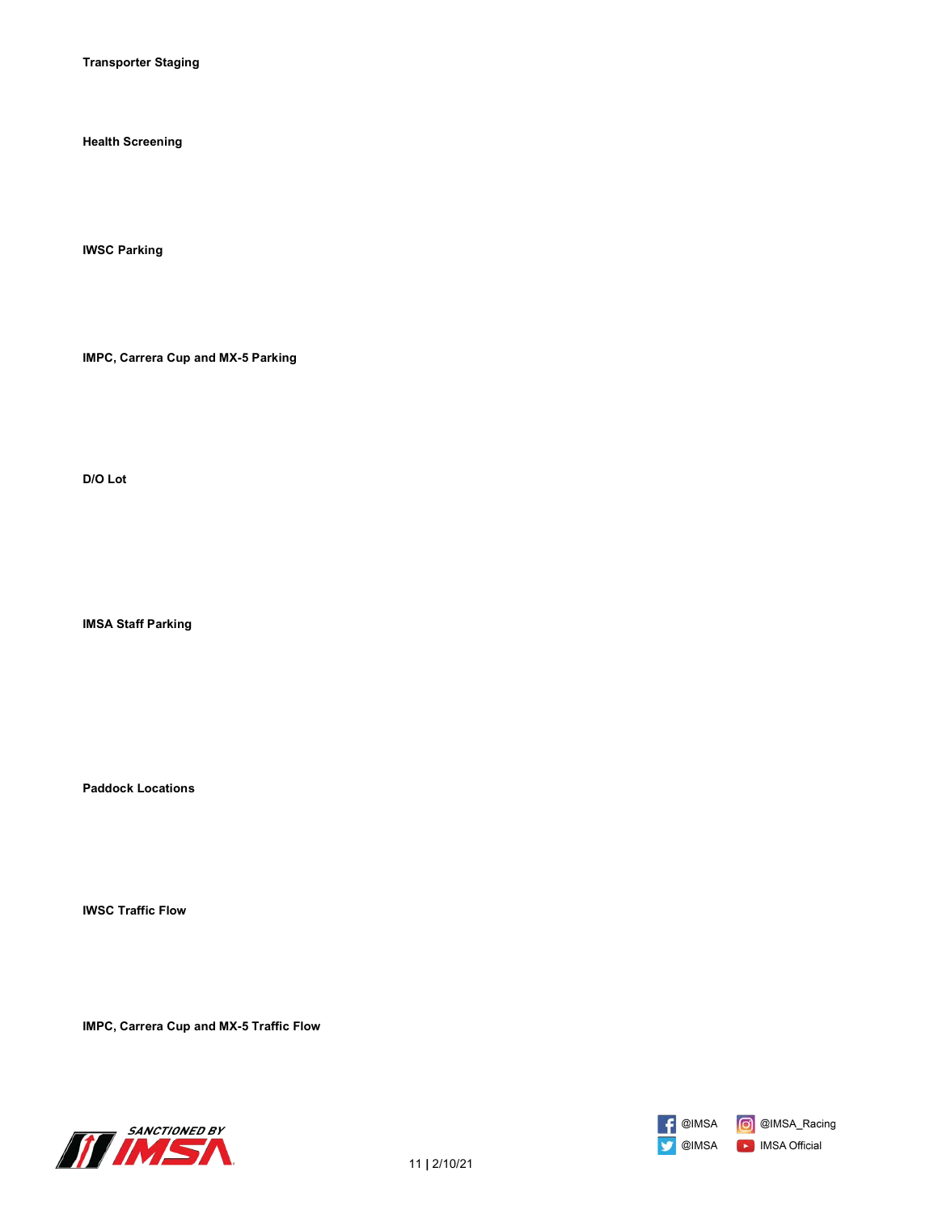**Transporter Staging**

**Health Screening**

**IWSC Parking**

**IMPC, Carrera Cup and MX-5 Parking**

**D/O Lot**

**IMSA Staff Parking**

**Paddock Locations**

**IWSC Traffic Flow**

**IMPC, Carrera Cup and MX-5 Traffic Flow**